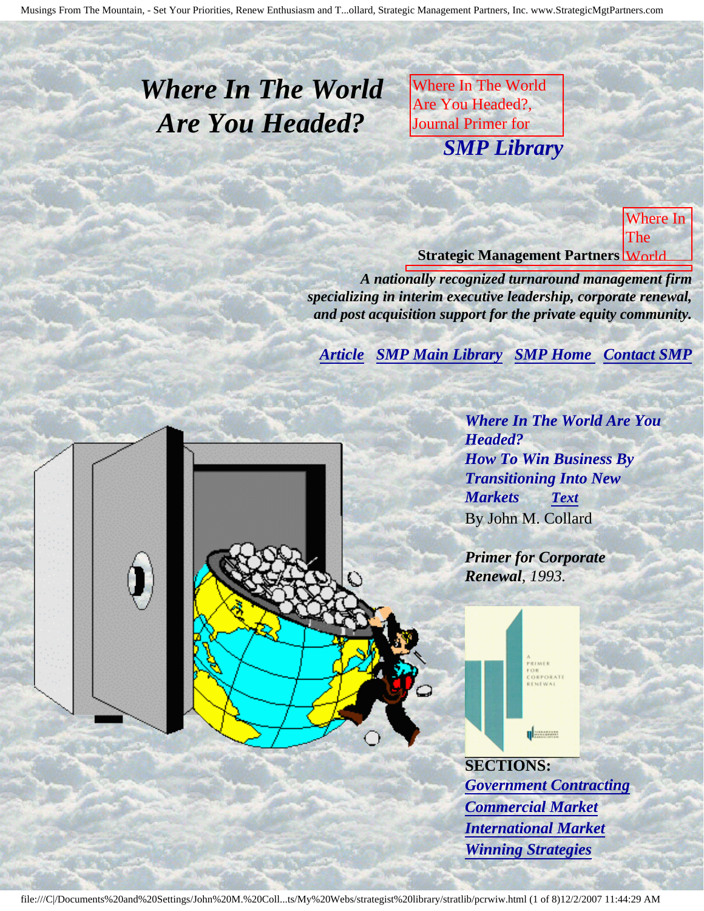# *Where In The World Are You Headed?*

Where In The World Are You Headed?, Journal Primer for

***SMP Library***

Where In The World

**Strategic Management Partners**

***A nationally recognized turnaround management firm specializing in interim executive leadership, corporate renewal, and post acquisition support for the private equity community.***

***Article*** ***SMP Main Library*** ***SMP Home*** ***Contact SMP***

***Where In The World Are You Headed?***
***How To Win Business By Transitioning Into New Markets*** ***Text***
By John M. Collard

***Primer for Corporate Renewal****, 1993.*

A PRIMER FOR CORPORATE RENEWAL

**SECTIONS:**

***Government Contracting***
***Commercial Market***
***International Market***
***Winning Strategies***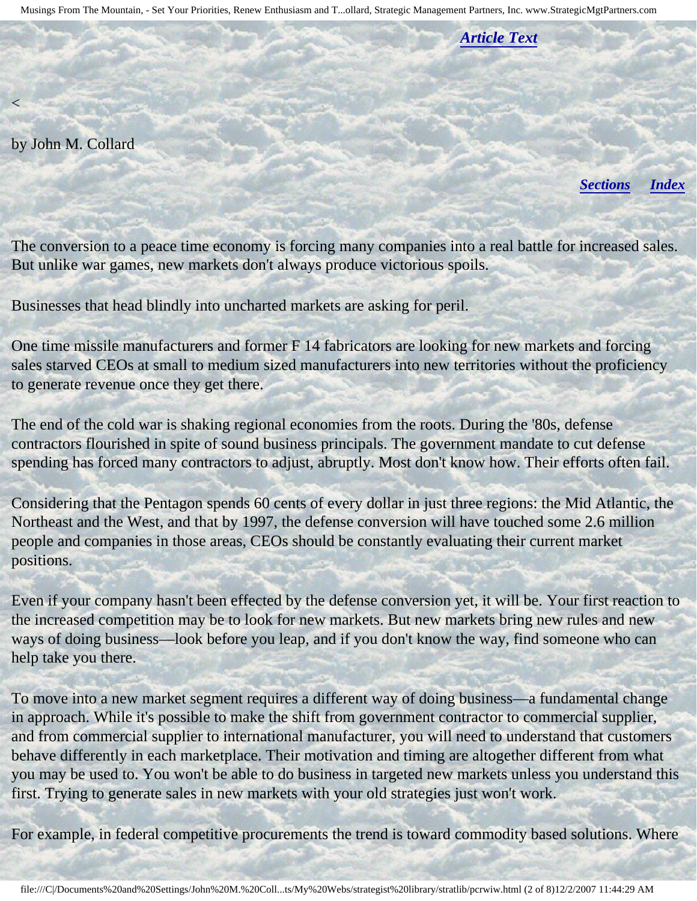*Article Text*

<

by John M. Collard

*Sections* *Index*

The conversion to a peace time economy is forcing many companies into a real battle for increased sales. But unlike war games, new markets don't always produce victorious spoils.

Businesses that head blindly into uncharted markets are asking for peril.

One time missile manufacturers and former F 14 fabricators are looking for new markets and forcing sales starved CEOs at small to medium sized manufacturers into new territories without the proficiency to generate revenue once they get there.

The end of the cold war is shaking regional economies from the roots. During the '80s, defense contractors flourished in spite of sound business principals. The government mandate to cut defense spending has forced many contractors to adjust, abruptly. Most don't know how. Their efforts often fail.

Considering that the Pentagon spends 60 cents of every dollar in just three regions: the Mid Atlantic, the Northeast and the West, and that by 1997, the defense conversion will have touched some 2.6 million people and companies in those areas, CEOs should be constantly evaluating their current market positions.

Even if your company hasn't been effected by the defense conversion yet, it will be. Your first reaction to the increased competition may be to look for new markets. But new markets bring new rules and new ways of doing business—look before you leap, and if you don't know the way, find someone who can help take you there.

To move into a new market segment requires a different way of doing business—a fundamental change in approach. While it's possible to make the shift from government contractor to commercial supplier, and from commercial supplier to international manufacturer, you will need to understand that customers behave differently in each marketplace. Their motivation and timing are altogether different from what you may be used to. You won't be able to do business in targeted new markets unless you understand this first. Trying to generate sales in new markets with your old strategies just won't work.

For example, in federal competitive procurements the trend is toward commodity based solutions. Where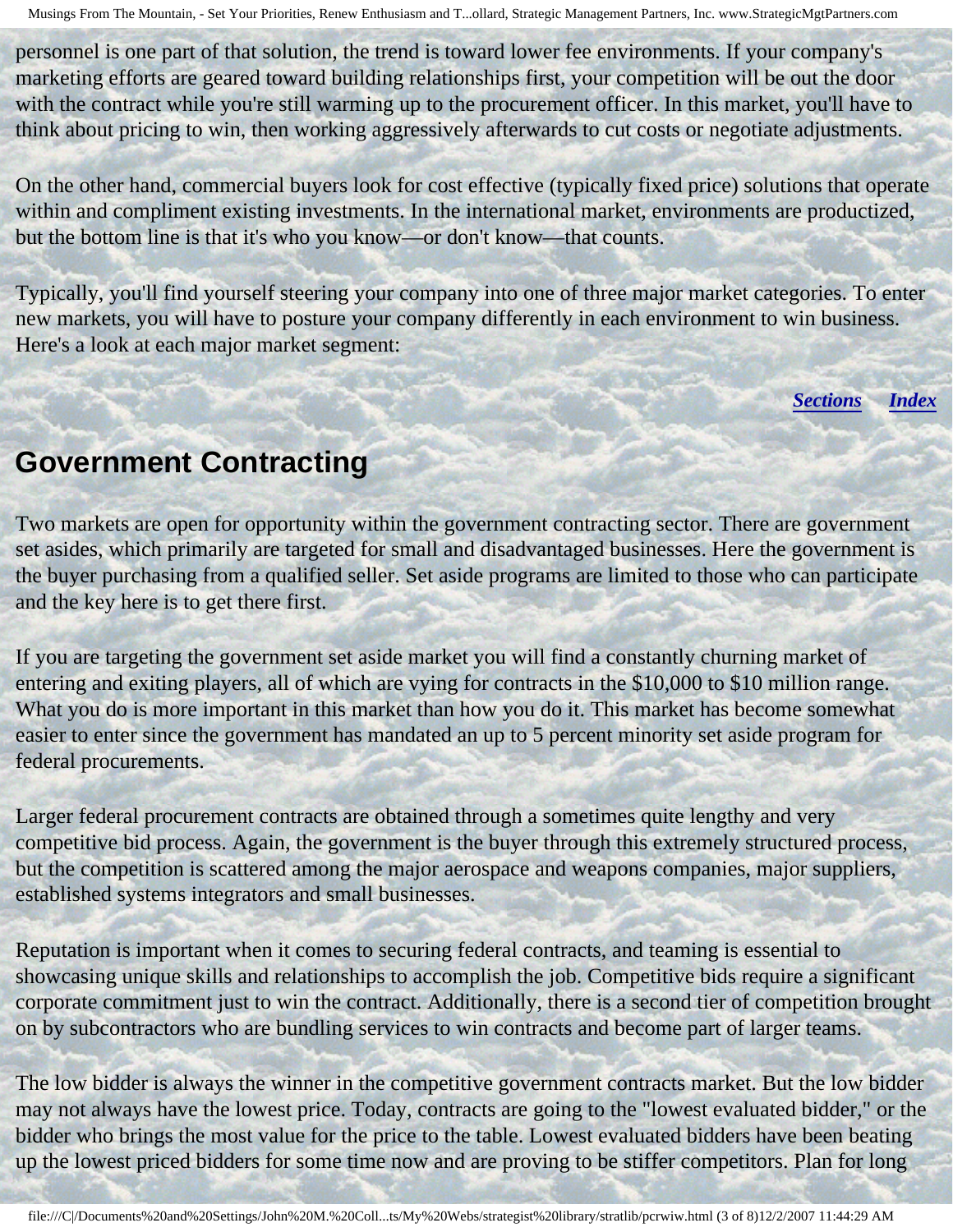personnel is one part of that solution, the trend is toward lower fee environments. If your company's marketing efforts are geared toward building relationships first, your competition will be out the door with the contract while you're still warming up to the procurement officer. In this market, you'll have to think about pricing to win, then working aggressively afterwards to cut costs or negotiate adjustments.

On the other hand, commercial buyers look for cost effective (typically fixed price) solutions that operate within and compliment existing investments. In the international market, environments are productized, but the bottom line is that it's who you know—or don't know—that counts.

Typically, you'll find yourself steering your company into one of three major market categories. To enter new markets, you will have to posture your company differently in each environment to win business. Here's a look at each major market segment:

***Sections*** ***Index***

## Government Contracting

Two markets are open for opportunity within the government contracting sector. There are government set asides, which primarily are targeted for small and disadvantaged businesses. Here the government is the buyer purchasing from a qualified seller. Set aside programs are limited to those who can participate and the key here is to get there first.

If you are targeting the government set aside market you will find a constantly churning market of entering and exiting players, all of which are vying for contracts in the $10,000 to $10 million range. What you do is more important in this market than how you do it. This market has become somewhat easier to enter since the government has mandated an up to 5 percent minority set aside program for federal procurements.

Larger federal procurement contracts are obtained through a sometimes quite lengthy and very competitive bid process. Again, the government is the buyer through this extremely structured process, but the competition is scattered among the major aerospace and weapons companies, major suppliers, established systems integrators and small businesses.

Reputation is important when it comes to securing federal contracts, and teaming is essential to showcasing unique skills and relationships to accomplish the job. Competitive bids require a significant corporate commitment just to win the contract. Additionally, there is a second tier of competition brought on by subcontractors who are bundling services to win contracts and become part of larger teams.

The low bidder is always the winner in the competitive government contracts market. But the low bidder may not always have the lowest price. Today, contracts are going to the "lowest evaluated bidder," or the bidder who brings the most value for the price to the table. Lowest evaluated bidders have been beating up the lowest priced bidders for some time now and are proving to be stiffer competitors. Plan for long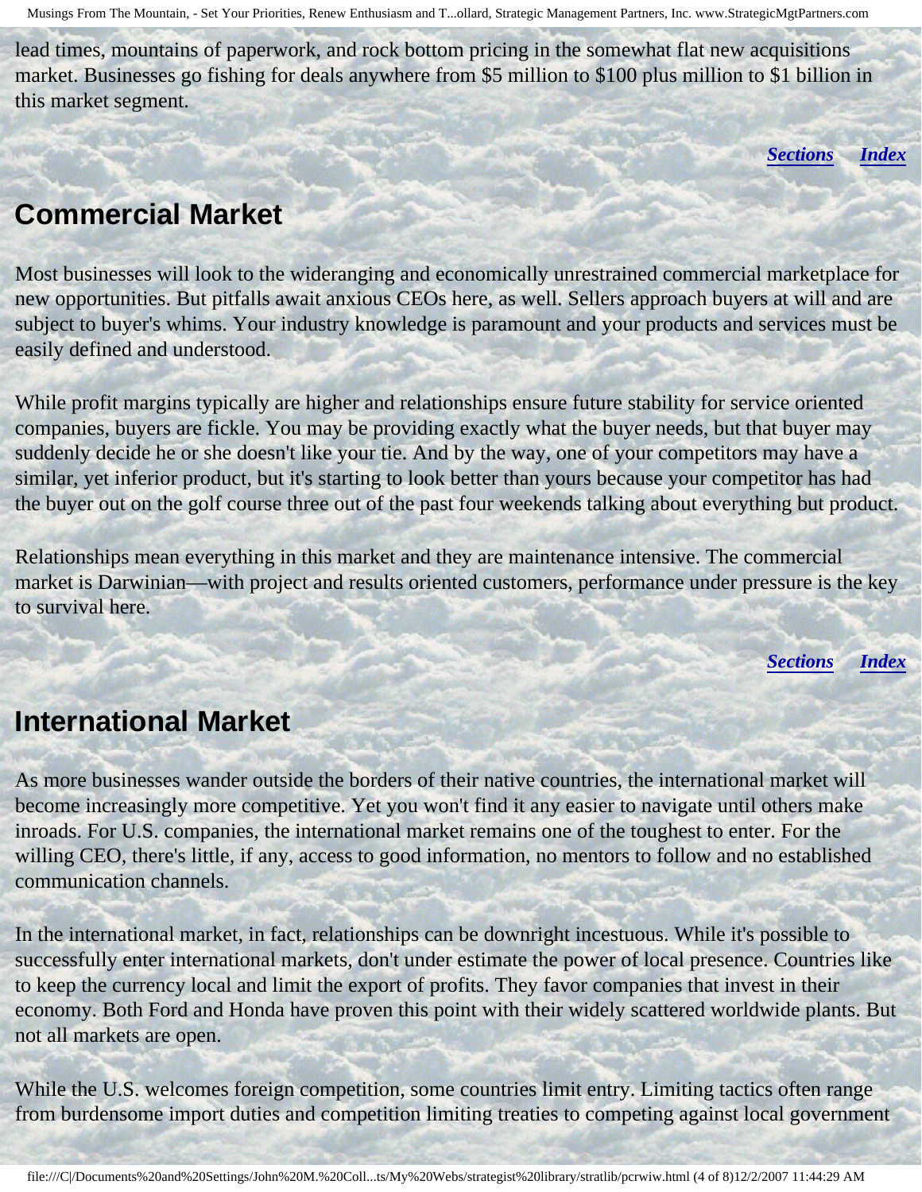lead times, mountains of paperwork, and rock bottom pricing in the somewhat flat new acquisitions market. Businesses go fishing for deals anywhere from $5 million to $100 plus million to $1 billion in this market segment.

***Sections*** ***Index***

## Commercial Market

Most businesses will look to the wideranging and economically unrestrained commercial marketplace for new opportunities. But pitfalls await anxious CEOs here, as well. Sellers approach buyers at will and are subject to buyer's whims. Your industry knowledge is paramount and your products and services must be easily defined and understood.

While profit margins typically are higher and relationships ensure future stability for service oriented companies, buyers are fickle. You may be providing exactly what the buyer needs, but that buyer may suddenly decide he or she doesn't like your tie. And by the way, one of your competitors may have a similar, yet inferior product, but it's starting to look better than yours because your competitor has had the buyer out on the golf course three out of the past four weekends talking about everything but product.

Relationships mean everything in this market and they are maintenance intensive. The commercial market is Darwinian—with project and results oriented customers, performance under pressure is the key to survival here.

***Sections*** ***Index***

## International Market

As more businesses wander outside the borders of their native countries, the international market will become increasingly more competitive. Yet you won't find it any easier to navigate until others make inroads. For U.S. companies, the international market remains one of the toughest to enter. For the willing CEO, there's little, if any, access to good information, no mentors to follow and no established communication channels.

In the international market, in fact, relationships can be downright incestuous. While it's possible to successfully enter international markets, don't under estimate the power of local presence. Countries like to keep the currency local and limit the export of profits. They favor companies that invest in their economy. Both Ford and Honda have proven this point with their widely scattered worldwide plants. But not all markets are open.

While the U.S. welcomes foreign competition, some countries limit entry. Limiting tactics often range from burdensome import duties and competition limiting treaties to competing against local government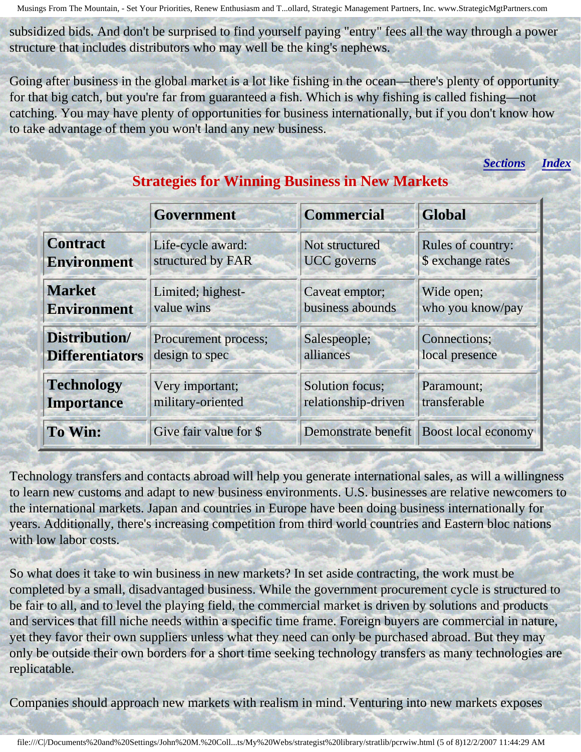subsidized bids. And don't be surprised to find yourself paying "entry" fees all the way through a power structure that includes distributors who may well be the king's nephews.

Going after business in the global market is a lot like fishing in the ocean—there's plenty of opportunity for that big catch, but you're far from guaranteed a fish. Which is why fishing is called fishing—not catching. You may have plenty of opportunities for business internationally, but if you don't know how to take advantage of them you won't land any new business.

*Sections* *Index*

## Strategies for Winning Business in New Markets

| | Government | Commercial | Global |
|---|---|---|---|
| **Contract Environment** | Life-cycle award: structured by FAR | Not structured UCC governs | Rules of country: $ exchange rates |
| **Market Environment** | Limited; highest-value wins | Caveat emptor; business abounds | Wide open; who you know/pay |
| **Distribution/ Differentiators** | Procurement process; design to spec | Salespeople; alliances | Connections; local presence |
| **Technology Importance** | Very important; military-oriented | Solution focus; relationship-driven | Paramount; transferable |
| **To Win:** | Give fair value for $ | Demonstrate benefit | Boost local economy |

Technology transfers and contacts abroad will help you generate international sales, as will a willingness to learn new customs and adapt to new business environments. U.S. businesses are relative newcomers to the international markets. Japan and countries in Europe have been doing business internationally for years. Additionally, there's increasing competition from third world countries and Eastern bloc nations with low labor costs.

So what does it take to win business in new markets? In set aside contracting, the work must be completed by a small, disadvantaged business. While the government procurement cycle is structured to be fair to all, and to level the playing field, the commercial market is driven by solutions and products and services that fill niche needs within a specific time frame. Foreign buyers are commercial in nature, yet they favor their own suppliers unless what they need can only be purchased abroad. But they may only be outside their own borders for a short time seeking technology transfers as many technologies are replicatable.

Companies should approach new markets with realism in mind. Venturing into new markets exposes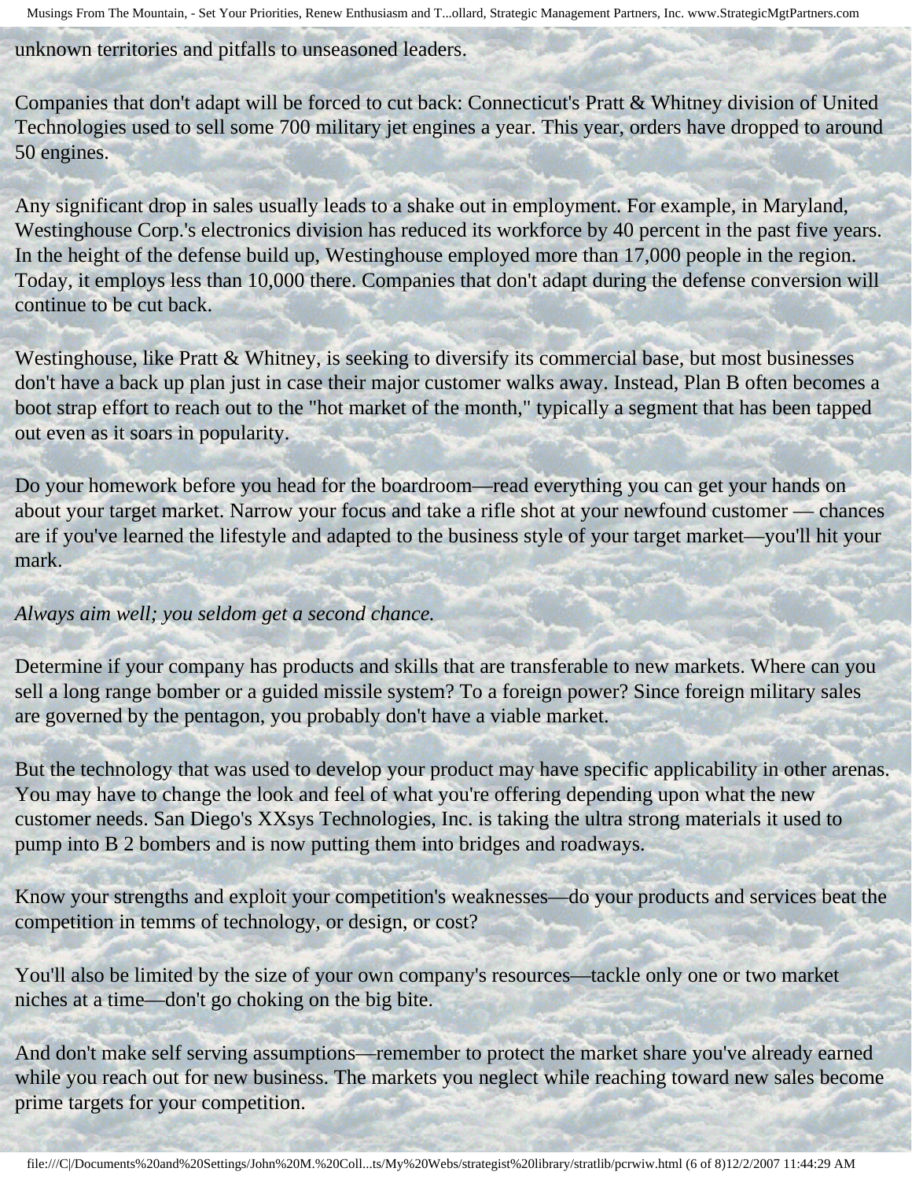unknown territories and pitfalls to unseasoned leaders.

Companies that don't adapt will be forced to cut back: Connecticut's Pratt & Whitney division of United Technologies used to sell some 700 military jet engines a year. This year, orders have dropped to around 50 engines.

Any significant drop in sales usually leads to a shake out in employment. For example, in Maryland, Westinghouse Corp.'s electronics division has reduced its workforce by 40 percent in the past five years. In the height of the defense build up, Westinghouse employed more than 17,000 people in the region. Today, it employs less than 10,000 there. Companies that don't adapt during the defense conversion will continue to be cut back.

Westinghouse, like Pratt & Whitney, is seeking to diversify its commercial base, but most businesses don't have a back up plan just in case their major customer walks away. Instead, Plan B often becomes a boot strap effort to reach out to the "hot market of the month," typically a segment that has been tapped out even as it soars in popularity.

Do your homework before you head for the boardroom—read everything you can get your hands on about your target market. Narrow your focus and take a rifle shot at your newfound customer — chances are if you've learned the lifestyle and adapted to the business style of your target market—you'll hit your mark.

*Always aim well; you seldom get a second chance.*

Determine if your company has products and skills that are transferable to new markets. Where can you sell a long range bomber or a guided missile system? To a foreign power? Since foreign military sales are governed by the pentagon, you probably don't have a viable market.

But the technology that was used to develop your product may have specific applicability in other arenas. You may have to change the look and feel of what you're offering depending upon what the new customer needs. San Diego's XXsys Technologies, Inc. is taking the ultra strong materials it used to pump into B 2 bombers and is now putting them into bridges and roadways.

Know your strengths and exploit your competition's weaknesses—do your products and services beat the competition in temms of technology, or design, or cost?

You'll also be limited by the size of your own company's resources—tackle only one or two market niches at a time—don't go choking on the big bite.

And don't make self serving assumptions—remember to protect the market share you've already earned while you reach out for new business. The markets you neglect while reaching toward new sales become prime targets for your competition.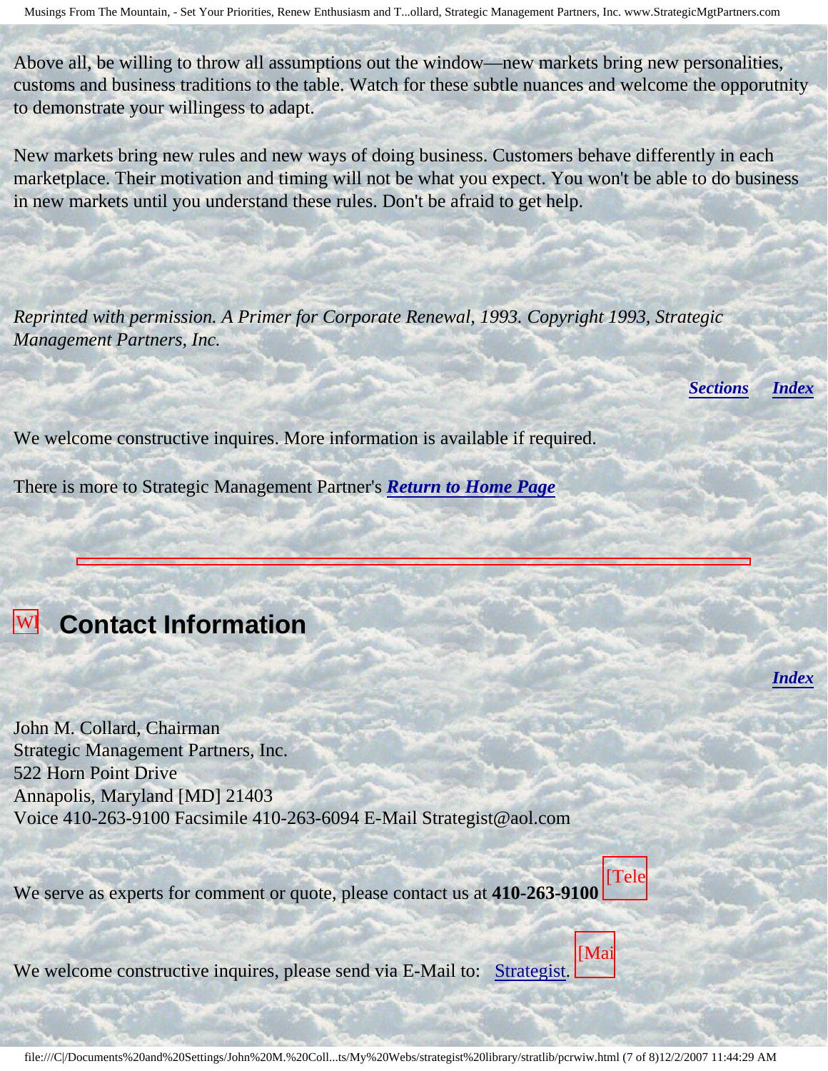Above all, be willing to throw all assumptions out the window—new markets bring new personalities, customs and business traditions to the table. Watch for these subtle nuances and welcome the opporutnity to demonstrate your willingess to adapt.

New markets bring new rules and new ways of doing business. Customers behave differently in each marketplace. Their motivation and timing will not be what you expect. You won't be able to do business in new markets until you understand these rules. Don't be afraid to get help.

*Reprinted with permission. A Primer for Corporate Renewal, 1993. Copyright 1993, Strategic Management Partners, Inc.*

***Sections*** ***Index***

We welcome constructive inquires. More information is available if required.

There is more to Strategic Management Partner's ***Return to Home Page***

---

## Contact Information

***Index***

John M. Collard, Chairman
Strategic Management Partners, Inc.
522 Horn Point Drive
Annapolis, Maryland [MD] 21403
Voice 410-263-9100 Facsimile 410-263-6094 E-Mail Strategist@aol.com

We serve as experts for comment or quote, please contact us at **410-263-9100**

We welcome constructive inquires, please send via E-Mail to: Strategist.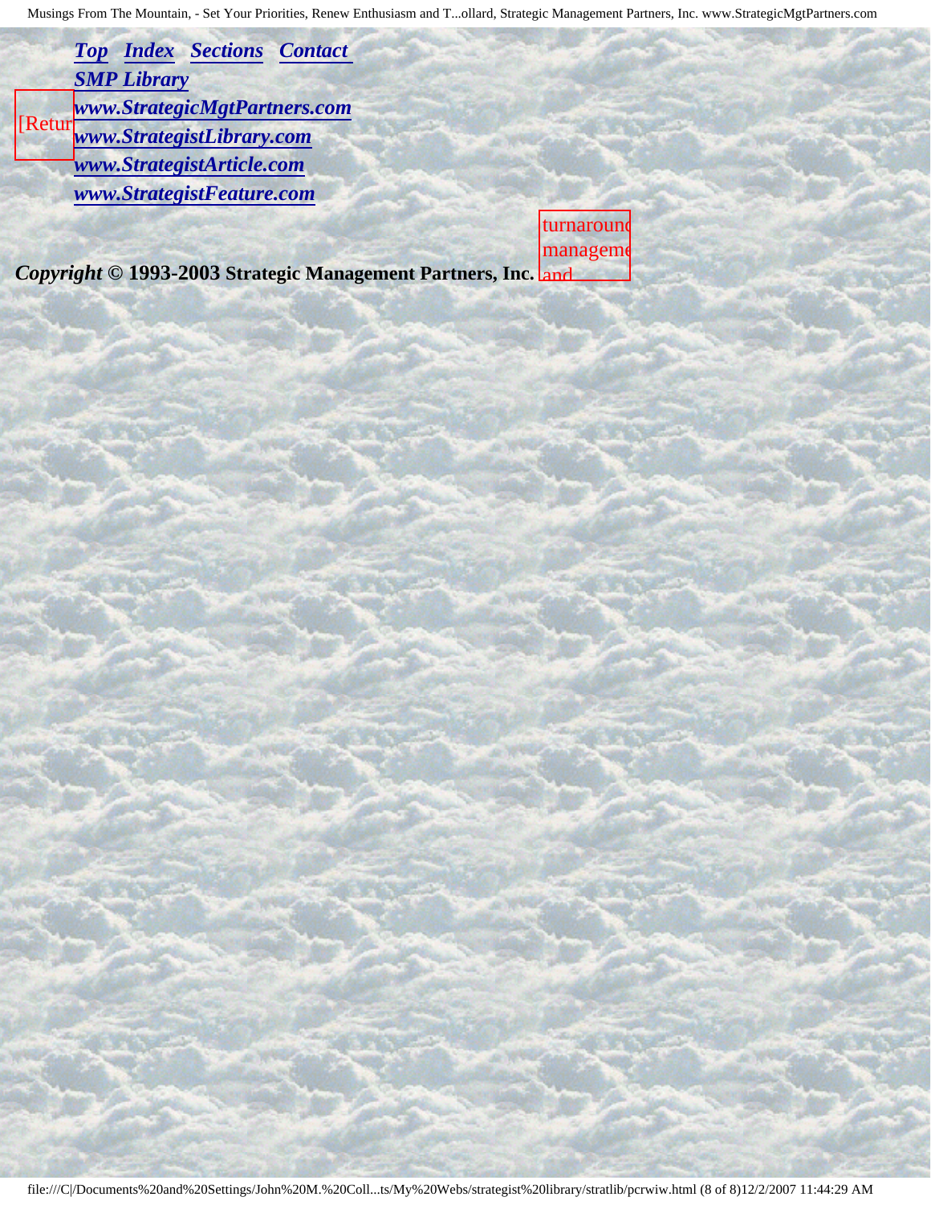[Retur

***[Top](#) [Index](#) [Sections](#) [Contact](#)***
***[SMP Library](#)***
***[www.StrategicMgtPartners.com](#)***
***[www.StrategistLibrary.com](#)***
***[www.StrategistArticle.com](#)***
***[www.StrategistFeature.com](#)***

turnaround manageme and

***Copyright*** **© 1993-2003 Strategic Management Partners, Inc.**